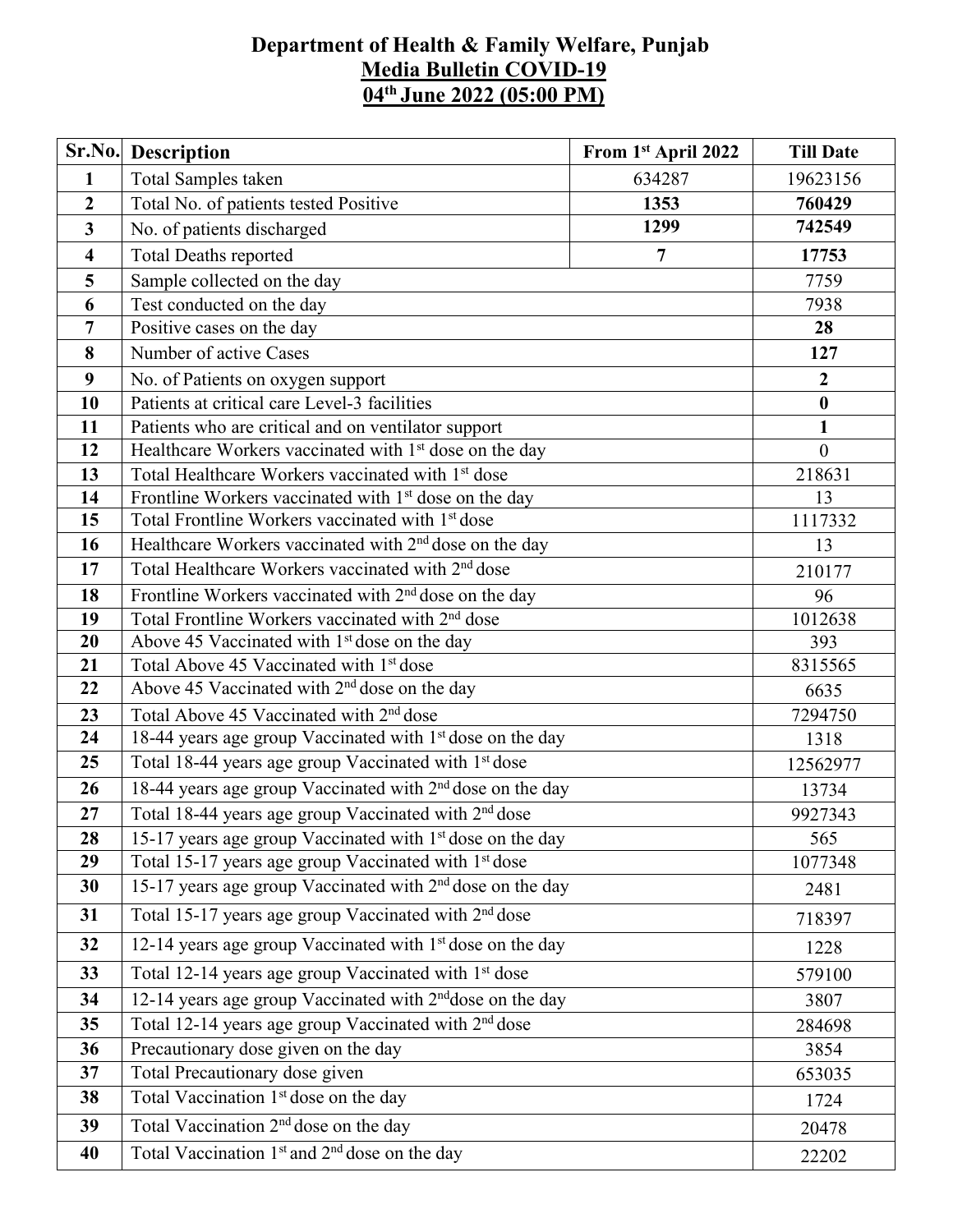# Department of Health & Family Welfare, Punjab

## Media Bulletin COVID-19

## 04th June 2022 (05:00 PM)

| Sr.No. | Description | From 1st April 2022 | Till Date |
|---|---|---|---|
| 1 | Total Samples taken | 634287 | 19623156 |
| 2 | Total No. of patients tested Positive | **1353** | **760429** |
| 3 | No. of patients discharged | **1299** | **742549** |
| 4 | Total Deaths reported | **7** | **17753** |
| 5 | Sample collected on the day | | 7759 |
| 6 | Test conducted on the day | | 7938 |
| 7 | Positive cases on the day | | **28** |
| 8 | Number of active Cases | | **127** |
| 9 | No. of Patients on oxygen support | | **2** |
| 10 | Patients at critical care Level-3 facilities | | **0** |
| 11 | Patients who are critical and on ventilator support | | **1** |
| 12 | Healthcare Workers vaccinated with 1st dose on the day | | 0 |
| 13 | Total Healthcare Workers vaccinated with 1st dose | | 218631 |
| 14 | Frontline Workers vaccinated with 1st dose on the day | | 13 |
| 15 | Total Frontline Workers vaccinated with 1st dose | | 1117332 |
| 16 | Healthcare Workers vaccinated with 2nd dose on the day | | 13 |
| 17 | Total Healthcare Workers vaccinated with 2nd dose | | 210177 |
| 18 | Frontline Workers vaccinated with 2nd dose on the day | | 96 |
| 19 | Total Frontline Workers vaccinated with 2nd dose | | 1012638 |
| 20 | Above 45 Vaccinated with 1st dose on the day | | 393 |
| 21 | Total Above 45 Vaccinated with 1st dose | | 8315565 |
| 22 | Above 45 Vaccinated with 2nd dose on the day | | 6635 |
| 23 | Total Above 45 Vaccinated with 2nd dose | | 7294750 |
| 24 | 18-44 years age group Vaccinated with 1st dose on the day | | 1318 |
| 25 | Total 18-44 years age group Vaccinated with 1st dose | | 12562977 |
| 26 | 18-44 years age group Vaccinated with 2nd dose on the day | | 13734 |
| 27 | Total 18-44 years age group Vaccinated with 2nd dose | | 9927343 |
| 28 | 15-17 years age group Vaccinated with 1st dose on the day | | 565 |
| 29 | Total 15-17 years age group Vaccinated with 1st dose | | 1077348 |
| 30 | 15-17 years age group Vaccinated with 2nd dose on the day | | 2481 |
| 31 | Total 15-17 years age group Vaccinated with 2nd dose | | 718397 |
| 32 | 12-14 years age group Vaccinated with 1st dose on the day | | 1228 |
| 33 | Total 12-14 years age group Vaccinated with 1st dose | | 579100 |
| 34 | 12-14 years age group Vaccinated with 2nddose on the day | | 3807 |
| 35 | Total 12-14 years age group Vaccinated with 2nd dose | | 284698 |
| 36 | Precautionary dose given on the day | | 3854 |
| 37 | Total Precautionary dose given | | 653035 |
| 38 | Total Vaccination 1st dose on the day | | 1724 |
| 39 | Total Vaccination 2nd dose on the day | | 20478 |
| 40 | Total Vaccination 1st and 2nd dose on the day | | 22202 |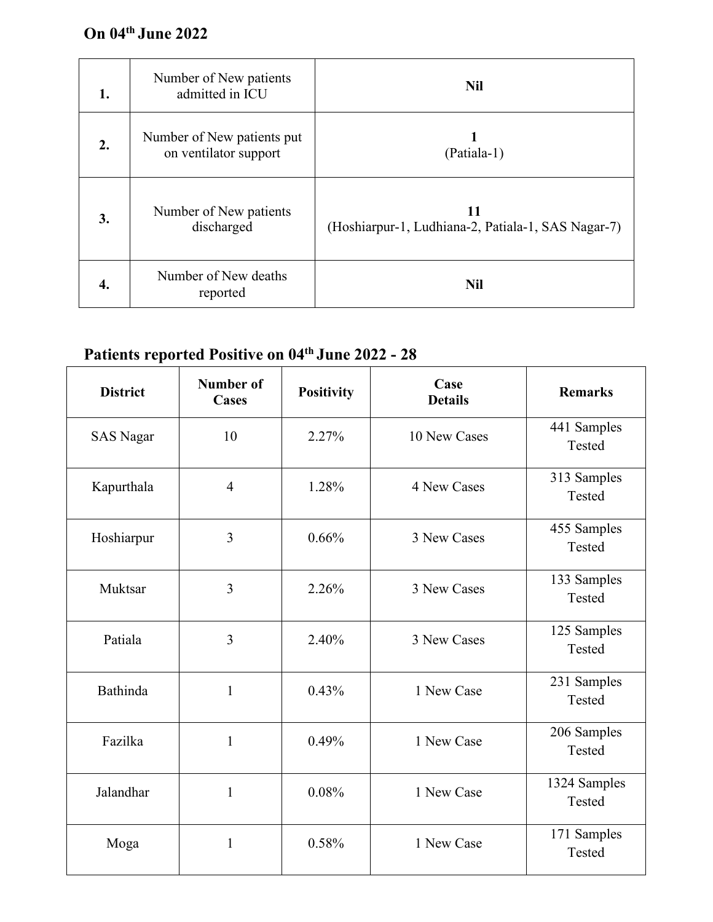**On 04th June 2022**

| | | |
|---|---|---|
| **1.** | Number of New patients admitted in ICU | **Nil** |
| **2.** | Number of New patients put on ventilator support | **1**<br>(Patiala-1) |
| **3.** | Number of New patients discharged | **11**<br>(Hoshiarpur-1, Ludhiana-2, Patiala-1, SAS Nagar-7) |
| **4.** | Number of New deaths reported | **Nil** |

**Patients reported Positive on 04th June 2022 - 28**

| District | Number of Cases | Positivity | Case Details | Remarks |
|---|---|---|---|---|
| SAS Nagar | 10 | 2.27% | 10 New Cases | 441 Samples Tested |
| Kapurthala | 4 | 1.28% | 4 New Cases | 313 Samples Tested |
| Hoshiarpur | 3 | 0.66% | 3 New Cases | 455 Samples Tested |
| Muktsar | 3 | 2.26% | 3 New Cases | 133 Samples Tested |
| Patiala | 3 | 2.40% | 3 New Cases | 125 Samples Tested |
| Bathinda | 1 | 0.43% | 1 New Case | 231 Samples Tested |
| Fazilka | 1 | 0.49% | 1 New Case | 206 Samples Tested |
| Jalandhar | 1 | 0.08% | 1 New Case | 1324 Samples Tested |
| Moga | 1 | 0.58% | 1 New Case | 171 Samples Tested |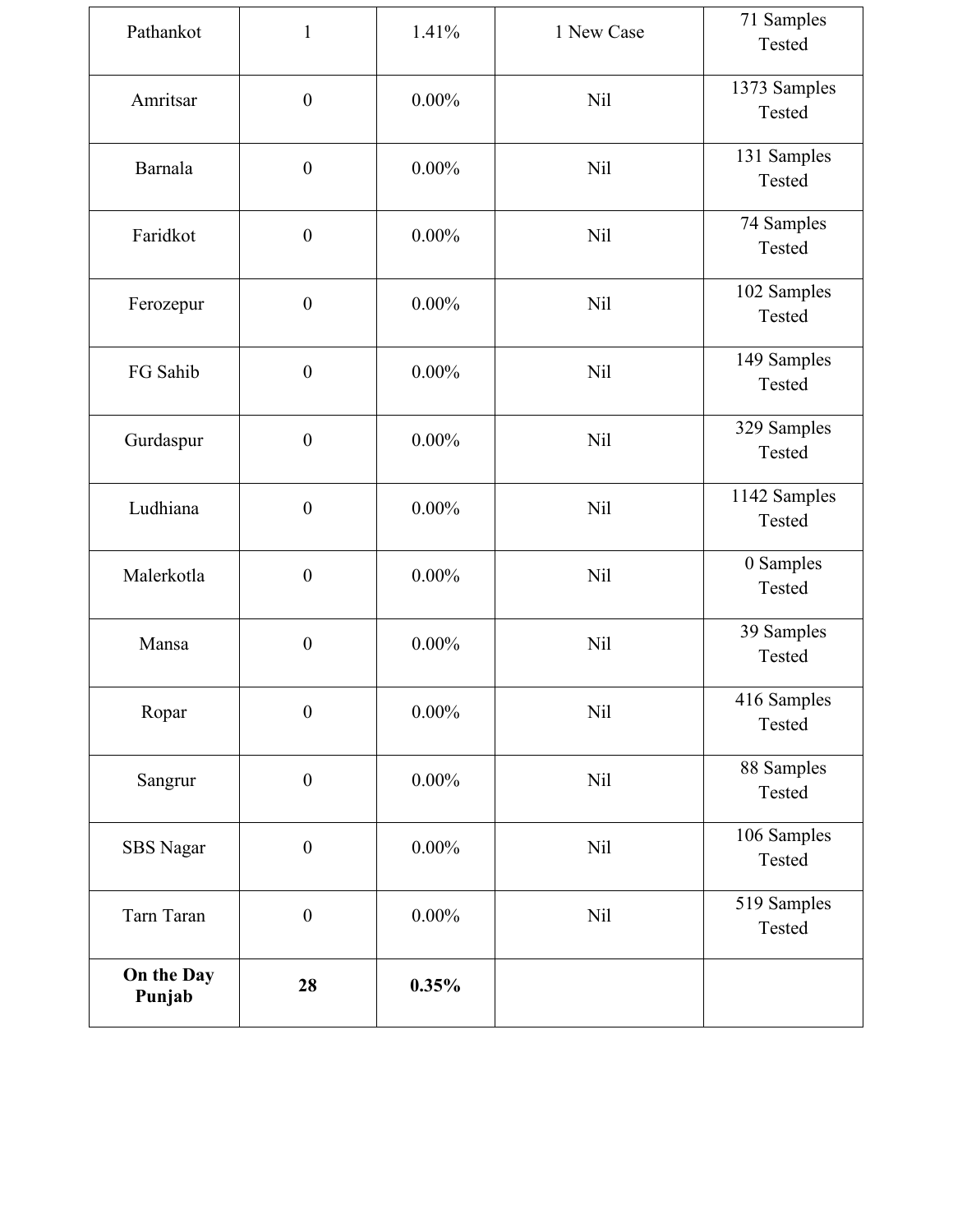| Pathankot | 1 | 1.41% | 1 New Case | 71 Samples Tested |
|---|---|---|---|---|
| Amritsar | 0 | 0.00% | Nil | 1373 Samples Tested |
| Barnala | 0 | 0.00% | Nil | 131 Samples Tested |
| Faridkot | 0 | 0.00% | Nil | 74 Samples Tested |
| Ferozepur | 0 | 0.00% | Nil | 102 Samples Tested |
| FG Sahib | 0 | 0.00% | Nil | 149 Samples Tested |
| Gurdaspur | 0 | 0.00% | Nil | 329 Samples Tested |
| Ludhiana | 0 | 0.00% | Nil | 1142 Samples Tested |
| Malerkotla | 0 | 0.00% | Nil | 0 Samples Tested |
| Mansa | 0 | 0.00% | Nil | 39 Samples Tested |
| Ropar | 0 | 0.00% | Nil | 416 Samples Tested |
| Sangrur | 0 | 0.00% | Nil | 88 Samples Tested |
| SBS Nagar | 0 | 0.00% | Nil | 106 Samples Tested |
| Tarn Taran | 0 | 0.00% | Nil | 519 Samples Tested |
| **On the Day Punjab** | **28** | **0.35%** | | |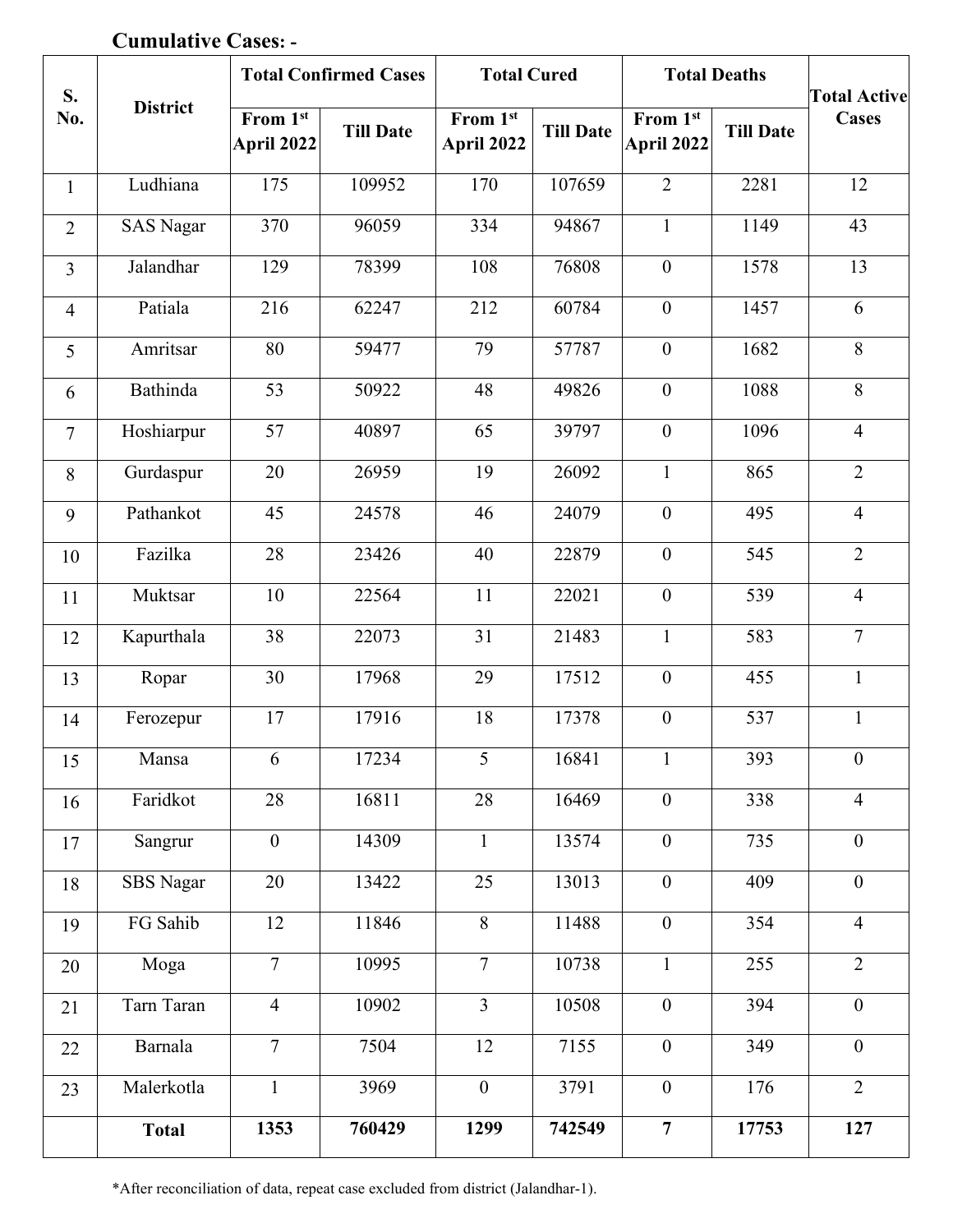**Cumulative Cases: -**

| S. No. | District | Total Confirmed Cases | | Total Cured | | Total Deaths | | Total Active Cases |
|---|---|---|---|---|---|---|---|---|
| | | From 1st April 2022 | Till Date | From 1st April 2022 | Till Date | From 1st April 2022 | Till Date | |
| 1 | Ludhiana | 175 | 109952 | 170 | 107659 | 2 | 2281 | 12 |
| 2 | SAS Nagar | 370 | 96059 | 334 | 94867 | 1 | 1149 | 43 |
| 3 | Jalandhar | 129 | 78399 | 108 | 76808 | 0 | 1578 | 13 |
| 4 | Patiala | 216 | 62247 | 212 | 60784 | 0 | 1457 | 6 |
| 5 | Amritsar | 80 | 59477 | 79 | 57787 | 0 | 1682 | 8 |
| 6 | Bathinda | 53 | 50922 | 48 | 49826 | 0 | 1088 | 8 |
| 7 | Hoshiarpur | 57 | 40897 | 65 | 39797 | 0 | 1096 | 4 |
| 8 | Gurdaspur | 20 | 26959 | 19 | 26092 | 1 | 865 | 2 |
| 9 | Pathankot | 45 | 24578 | 46 | 24079 | 0 | 495 | 4 |
| 10 | Fazilka | 28 | 23426 | 40 | 22879 | 0 | 545 | 2 |
| 11 | Muktsar | 10 | 22564 | 11 | 22021 | 0 | 539 | 4 |
| 12 | Kapurthala | 38 | 22073 | 31 | 21483 | 1 | 583 | 7 |
| 13 | Ropar | 30 | 17968 | 29 | 17512 | 0 | 455 | 1 |
| 14 | Ferozepur | 17 | 17916 | 18 | 17378 | 0 | 537 | 1 |
| 15 | Mansa | 6 | 17234 | 5 | 16841 | 1 | 393 | 0 |
| 16 | Faridkot | 28 | 16811 | 28 | 16469 | 0 | 338 | 4 |
| 17 | Sangrur | 0 | 14309 | 1 | 13574 | 0 | 735 | 0 |
| 18 | SBS Nagar | 20 | 13422 | 25 | 13013 | 0 | 409 | 0 |
| 19 | FG Sahib | 12 | 11846 | 8 | 11488 | 0 | 354 | 4 |
| 20 | Moga | 7 | 10995 | 7 | 10738 | 1 | 255 | 2 |
| 21 | Tarn Taran | 4 | 10902 | 3 | 10508 | 0 | 394 | 0 |
| 22 | Barnala | 7 | 7504 | 12 | 7155 | 0 | 349 | 0 |
| 23 | Malerkotla | 1 | 3969 | 0 | 3791 | 0 | 176 | 2 |
| | **Total** | **1353** | **760429** | **1299** | **742549** | **7** | **17753** | **127** |

*After reconciliation of data, repeat case excluded from district (Jalandhar-1).